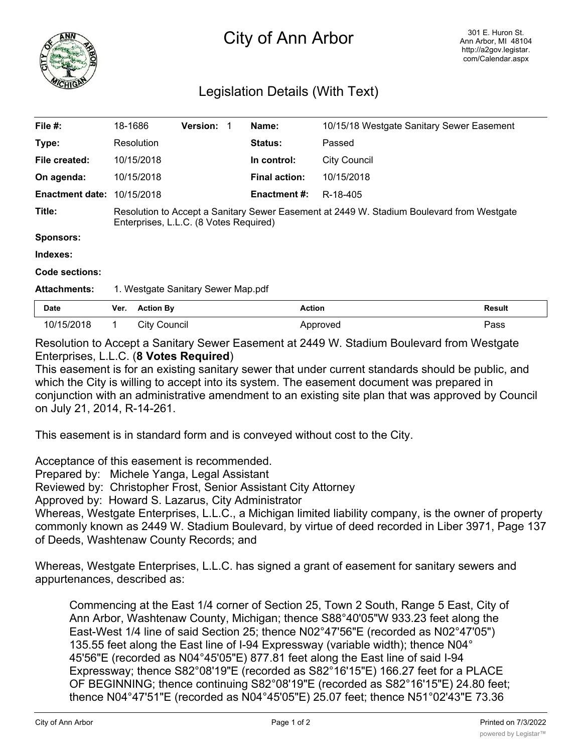# City of Ann Arbor

301 E. Huron St.
Ann Arbor, MI 48104
http://a2gov.legistar.com/Calendar.aspx

## Legislation Details (With Text)

| | | | |
|---|---|---|---|
| **File #:** | 18-1686 **Version:** 1 | **Name:** | 10/15/18 Westgate Sanitary Sewer Easement |
| **Type:** | Resolution | **Status:** | Passed |
| **File created:** | 10/15/2018 | **In control:** | City Council |
| **On agenda:** | 10/15/2018 | **Final action:** | 10/15/2018 |
| **Enactment date:** | 10/15/2018 | **Enactment #:** | R-18-405 |

**Title:** Resolution to Accept a Sanitary Sewer Easement at 2449 W. Stadium Boulevard from Westgate Enterprises, L.L.C. (8 Votes Required)

**Sponsors:**

**Indexes:**

**Code sections:**

**Attachments:** 1. Westgate Sanitary Sewer Map.pdf

| Date | Ver. | Action By | Action | Result |
|---|---|---|---|---|
| 10/15/2018 | 1 | City Council | Approved | Pass |

Resolution to Accept a Sanitary Sewer Easement at 2449 W. Stadium Boulevard from Westgate Enterprises, L.L.C. (**8 Votes Required**)

This easement is for an existing sanitary sewer that under current standards should be public, and which the City is willing to accept into its system. The easement document was prepared in conjunction with an administrative amendment to an existing site plan that was approved by Council on July 21, 2014, R-14-261.

This easement is in standard form and is conveyed without cost to the City.

Acceptance of this easement is recommended.

Prepared by: Michele Yanga, Legal Assistant
Reviewed by: Christopher Frost, Senior Assistant City Attorney
Approved by: Howard S. Lazarus, City Administrator

Whereas, Westgate Enterprises, L.L.C., a Michigan limited liability company, is the owner of property commonly known as 2449 W. Stadium Boulevard, by virtue of deed recorded in Liber 3971, Page 137 of Deeds, Washtenaw County Records; and

Whereas, Westgate Enterprises, L.L.C. has signed a grant of easement for sanitary sewers and appurtenances, described as:

> Commencing at the East 1/4 corner of Section 25, Town 2 South, Range 5 East, City of Ann Arbor, Washtenaw County, Michigan; thence S88°40'05"W 933.23 feet along the East-West 1/4 line of said Section 25; thence N02°47'56"E (recorded as N02°47'05") 135.55 feet along the East line of I-94 Expressway (variable width); thence N04°45'56"E (recorded as N04°45'05"E) 877.81 feet along the East line of said I-94 Expressway; thence S82°08'19"E (recorded as S82°16'15"E) 166.27 feet for a PLACE OF BEGINNING; thence continuing S82°08'19"E (recorded as S82°16'15"E) 24.80 feet; thence N04°47'51"E (recorded as N04°45'05"E) 25.07 feet; thence N51°02'43"E 73.36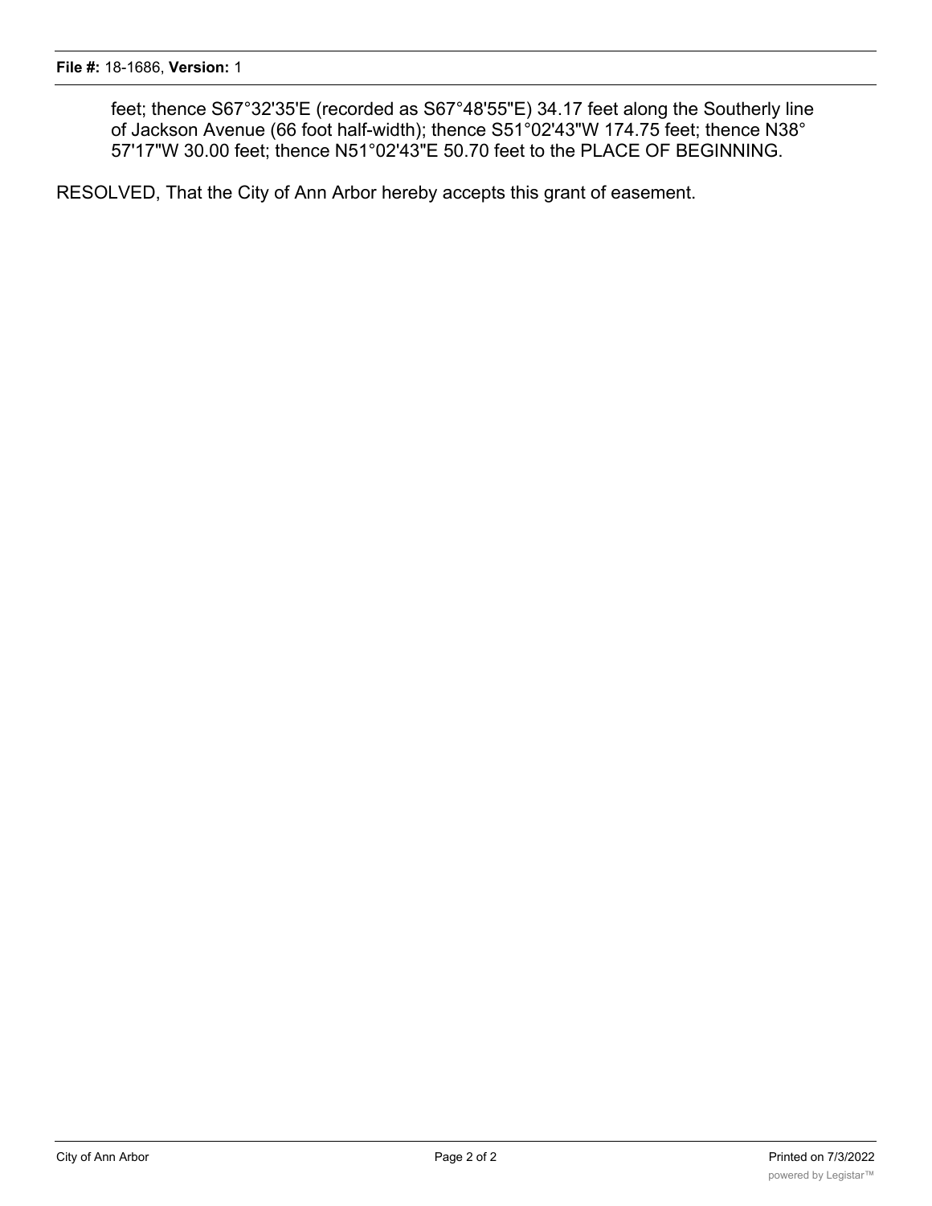feet; thence S67°32'35'E (recorded as S67°48'55"E) 34.17 feet along the Southerly line of Jackson Avenue (66 foot half-width); thence S51°02'43"W 174.75 feet; thence N38° 57'17"W 30.00 feet; thence N51°02'43"E 50.70 feet to the PLACE OF BEGINNING.

RESOLVED, That the City of Ann Arbor hereby accepts this grant of easement.